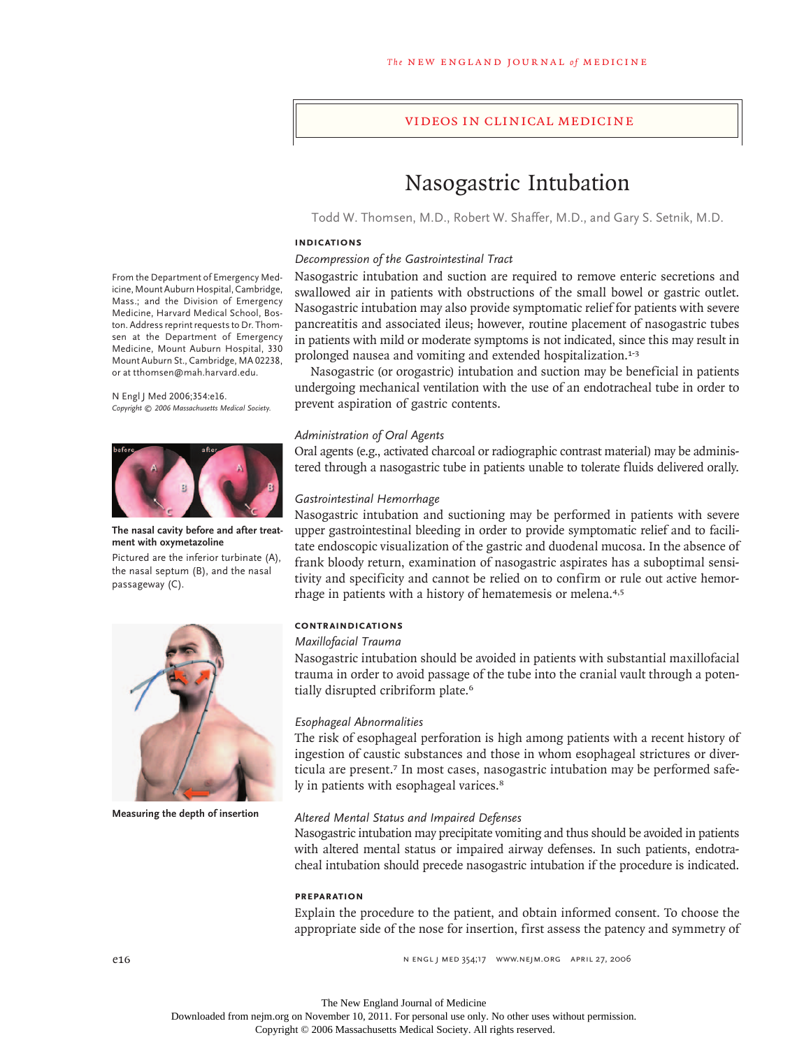VIDEOS IN CLINICAL MEDICINE

# Nasogastric Intubation

Todd W. Thomsen, M.D., Robert W. Shaffer, M.D., and Gary S. Setnik, M.D.

From the Department of Emergency Medicine, Mount Auburn Hospital, Cambridge, Mass.; and the Division of Emergency Medicine, Harvard Medical School, Boston. Address reprint requests to Dr. Thomsen at the Department of Emergency Medicine, Mount Auburn Hospital, 330 Mount Auburn St., Cambridge, MA 02238, or at tthomsen@mah.harvard.edu.

N Engl J Med 2006;354:e16.
*Copyright © 2006 Massachusetts Medical Society.*

## INDICATIONS

### *Decompression of the Gastrointestinal Tract*

Nasogastric intubation and suction are required to remove enteric secretions and swallowed air in patients with obstructions of the small bowel or gastric outlet. Nasogastric intubation may also provide symptomatic relief for patients with severe pancreatitis and associated ileus; however, routine placement of nasogastric tubes in patients with mild or moderate symptoms is not indicated, since this may result in prolonged nausea and vomiting and extended hospitalization.[1-3]

Nasogastric (or orogastric) intubation and suction may be beneficial in patients undergoing mechanical ventilation with the use of an endotracheal tube in order to prevent aspiration of gastric contents.

### *Administration of Oral Agents*

Oral agents (e.g., activated charcoal or radiographic contrast material) may be administered through a nasogastric tube in patients unable to tolerate fluids delivered orally.

### *Gastrointestinal Hemorrhage*

Nasogastric intubation and suctioning may be performed in patients with severe upper gastrointestinal bleeding in order to provide symptomatic relief and to facilitate endoscopic visualization of the gastric and duodenal mucosa. In the absence of frank bloody return, examination of nasogastric aspirates has a suboptimal sensitivity and specificity and cannot be relied on to confirm or rule out active hemorrhage in patients with a history of hematemesis or melena.[4,5]

**The nasal cavity before and after treatment with oxymetazoline**

Pictured are the inferior turbinate (A), the nasal septum (B), and the nasal passageway (C).

## CONTRAINDICATIONS

### *Maxillofacial Trauma*

Nasogastric intubation should be avoided in patients with substantial maxillofacial trauma in order to avoid passage of the tube into the cranial vault through a potentially disrupted cribriform plate.[6]

### *Esophageal Abnormalities*

The risk of esophageal perforation is high among patients with a recent history of ingestion of caustic substances and those in whom esophageal strictures or diverticula are present.[7] In most cases, nasogastric intubation may be performed safely in patients with esophageal varices.[8]

**Measuring the depth of insertion**

### *Altered Mental Status and Impaired Defenses*

Nasogastric intubation may precipitate vomiting and thus should be avoided in patients with altered mental status or impaired airway defenses. In such patients, endotracheal intubation should precede nasogastric intubation if the procedure is indicated.

## PREPARATION

Explain the procedure to the patient, and obtain informed consent. To choose the appropriate side of the nose for insertion, first assess the patency and symmetry of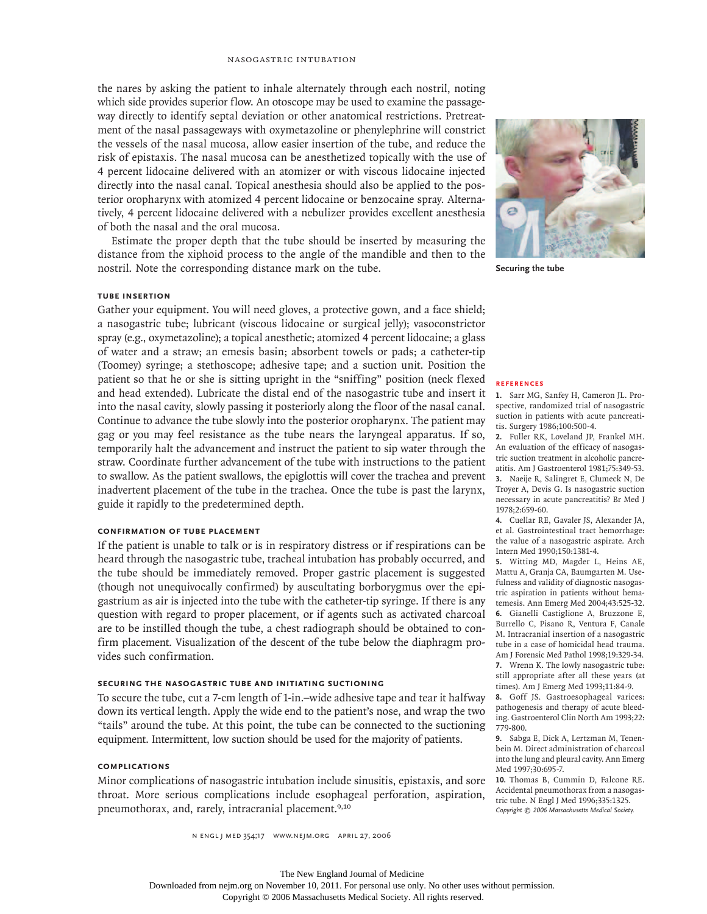the nares by asking the patient to inhale alternately through each nostril, noting which side provides superior flow. An otoscope may be used to examine the passageway directly to identify septal deviation or other anatomical restrictions. Pretreatment of the nasal passageways with oxymetazoline or phenylephrine will constrict the vessels of the nasal mucosa, allow easier insertion of the tube, and reduce the risk of epistaxis. The nasal mucosa can be anesthetized topically with the use of 4 percent lidocaine delivered with an atomizer or with viscous lidocaine injected directly into the nasal canal. Topical anesthesia should also be applied to the posterior oropharynx with atomized 4 percent lidocaine or benzocaine spray. Alternatively, 4 percent lidocaine delivered with a nebulizer provides excellent anesthesia of both the nasal and the oral mucosa.

Estimate the proper depth that the tube should be inserted by measuring the distance from the xiphoid process to the angle of the mandible and then to the nostril. Note the corresponding distance mark on the tube.

**Securing the tube**

### Tube Insertion

Gather your equipment. You will need gloves, a protective gown, and a face shield; a nasogastric tube; lubricant (viscous lidocaine or surgical jelly); vasoconstrictor spray (e.g., oxymetazoline); a topical anesthetic; atomized 4 percent lidocaine; a glass of water and a straw; an emesis basin; absorbent towels or pads; a catheter-tip (Toomey) syringe; a stethoscope; adhesive tape; and a suction unit. Position the patient so that he or she is sitting upright in the "sniffing" position (neck flexed and head extended). Lubricate the distal end of the nasogastric tube and insert it into the nasal cavity, slowly passing it posteriorly along the floor of the nasal canal. Continue to advance the tube slowly into the posterior oropharynx. The patient may gag or you may feel resistance as the tube nears the laryngeal apparatus. If so, temporarily halt the advancement and instruct the patient to sip water through the straw. Coordinate further advancement of the tube with instructions to the patient to swallow. As the patient swallows, the epiglottis will cover the trachea and prevent inadvertent placement of the tube in the trachea. Once the tube is past the larynx, guide it rapidly to the predetermined depth.

### Confirmation of Tube Placement

If the patient is unable to talk or is in respiratory distress or if respirations can be heard through the nasogastric tube, tracheal intubation has probably occurred, and the tube should be immediately removed. Proper gastric placement is suggested (though not unequivocally confirmed) by auscultating borborygmus over the epigastrium as air is injected into the tube with the catheter-tip syringe. If there is any question with regard to proper placement, or if agents such as activated charcoal are to be instilled though the tube, a chest radiograph should be obtained to confirm placement. Visualization of the descent of the tube below the diaphragm provides such confirmation.

### Securing the Nasogastric Tube and Initiating Suctioning

To secure the tube, cut a 7-cm length of 1-in.–wide adhesive tape and tear it halfway down its vertical length. Apply the wide end to the patient's nose, and wrap the two "tails" around the tube. At this point, the tube can be connected to the suctioning equipment. Intermittent, low suction should be used for the majority of patients.

### Complications

Minor complications of nasogastric intubation include sinusitis, epistaxis, and sore throat. More serious complications include esophageal perforation, aspiration, pneumothorax, and, rarely, intracranial placement.[9,10]

### References

1. Sarr MG, Sanfey H, Cameron JL. Prospective, randomized trial of nasogastric suction in patients with acute pancreatitis. Surgery 1986;100:500-4.
2. Fuller RK, Loveland JP, Frankel MH. An evaluation of the efficacy of nasogastric suction treatment in alcoholic pancreatitis. Am J Gastroenterol 1981;75:349-53.
3. Naeije R, Salingret E, Clumeck N, De Troyer A, Devis G. Is nasogastric suction necessary in acute pancreatitis? Br Med J 1978;2:659-60.
4. Cuellar RE, Gavaler JS, Alexander JA, et al. Gastrointestinal tract hemorrhage: the value of a nasogastric aspirate. Arch Intern Med 1990;150:1381-4.
5. Witting MD, Magder L, Heins AE, Mattu A, Granja CA, Baumgarten M. Usefulness and validity of diagnostic nasogastric aspiration in patients without hematemesis. Ann Emerg Med 2004;43:525-32.
6. Gianelli Castiglione A, Bruzzone E, Burrello C, Pisano R, Ventura F, Canale M. Intracranial insertion of a nasogastric tube in a case of homicidal head trauma. Am J Forensic Med Pathol 1998;19:329-34.
7. Wrenn K. The lowly nasogastric tube: still appropriate after all these years (at times). Am J Emerg Med 1993;11:84-9.
8. Goff JS. Gastroesophageal varices: pathogenesis and therapy of acute bleeding. Gastroenterol Clin North Am 1993;22:779-800.
9. Sabga E, Dick A, Lertzman M, Tenenbein M. Direct administration of charcoal into the lung and pleural cavity. Ann Emerg Med 1997;30:695-7.
10. Thomas B, Cummin D, Falcone RE. Accidental pneumothorax from a nasogastric tube. N Engl J Med 1996;335:1325.

*Copyright © 2006 Massachusetts Medical Society.*